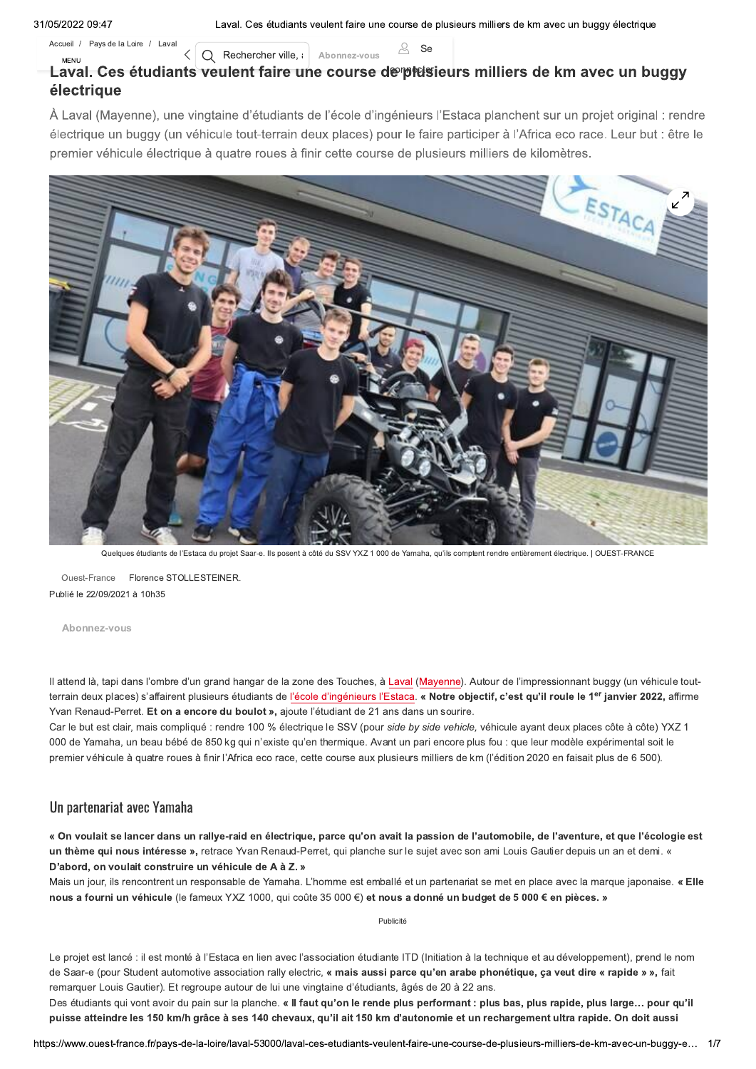Accueil / Pays de la Loire / Laval

# Laval. Ces étudiants veulent faire une course de plusieurs milliers de km avec un buggy électrique

À Laval (Mayenne), une vingtaine d'étudiants de l'école d'ingénieurs l'Estaca planchent sur un projet original : rendre électrique un buggy (un véhicule tout-terrain deux places) pour le faire participer à l'Africa eco race. Leur but : être le premier véhicule électrique à quatre roues à finir cette course de plusieurs milliers de kilomètres.

Quelques étudiants de l'Estaca du projet Saar-e. Ils posent à côté du SSV YXZ 1 000 de Yamaha, qu'ils comptent rendre entièrement électrique. | OUEST-FRANCE

Ouest-France Florence STOLLESTEINER.
Publié le 22/09/2021 à 10h35

Il attend là, tapi dans l'ombre d'un grand hangar de la zone des Touches, à Laval (Mayenne). Autour de l'impressionnant buggy (un véhicule tout-terrain deux places) s'affairent plusieurs étudiants de l'école d'ingénieurs l'Estaca. **« Notre objectif, c'est qu'il roule le 1er janvier 2022,** affirme Yvan Renaud-Perret. **Et on a encore du boulot »,** ajoute l'étudiant de 21 ans dans un sourire.

Car le but est clair, mais compliqué : rendre 100 % électrique le SSV (pour *side by side vehicle,* véhicule ayant deux places côte à côte) YXZ 1 000 de Yamaha, un beau bébé de 850 kg qui n'existe qu'en thermique. Avant un pari encore plus fou : que leur modèle expérimental soit le premier véhicule à quatre roues à finir l'Africa eco race, cette course aux plusieurs milliers de km (l'édition 2020 en faisait plus de 6 500).

## Un partenariat avec Yamaha

**« On voulait se lancer dans un rallye-raid en électrique, parce qu'on avait la passion de l'automobile, de l'aventure, et que l'écologie est un thème qui nous intéresse »,** retrace Yvan Renaud-Perret, qui planche sur le sujet avec son ami Louis Gautier depuis un an et demi. **« D'abord, on voulait construire un véhicule de A à Z. »**

Mais un jour, ils rencontrent un responsable de Yamaha. L'homme est emballé et un partenariat se met en place avec la marque japonaise. **« Elle nous a fourni un véhicule** (le fameux YXZ 1000, qui coûte 35 000 €) **et nous a donné un budget de 5 000 € en pièces. »**

Le projet est lancé : il est monté à l'Estaca en lien avec l'association étudiante ITD (Initiation à la technique et au développement), prend le nom de Saar-e (pour Student automotive association rally electric, **« mais aussi parce qu'en arabe phonétique, ça veut dire « rapide » »,** fait remarquer Louis Gautier). Et regroupe autour de lui une vingtaine d'étudiants, âgés de 20 à 22 ans.

Des étudiants qui vont avoir du pain sur la planche. **« Il faut qu'on le rende plus performant : plus bas, plus rapide, plus large… pour qu'il puisse atteindre les 150 km/h grâce à ses 140 chevaux, qu'il ait 150 km d'autonomie et un rechargement ultra rapide. On doit aussi**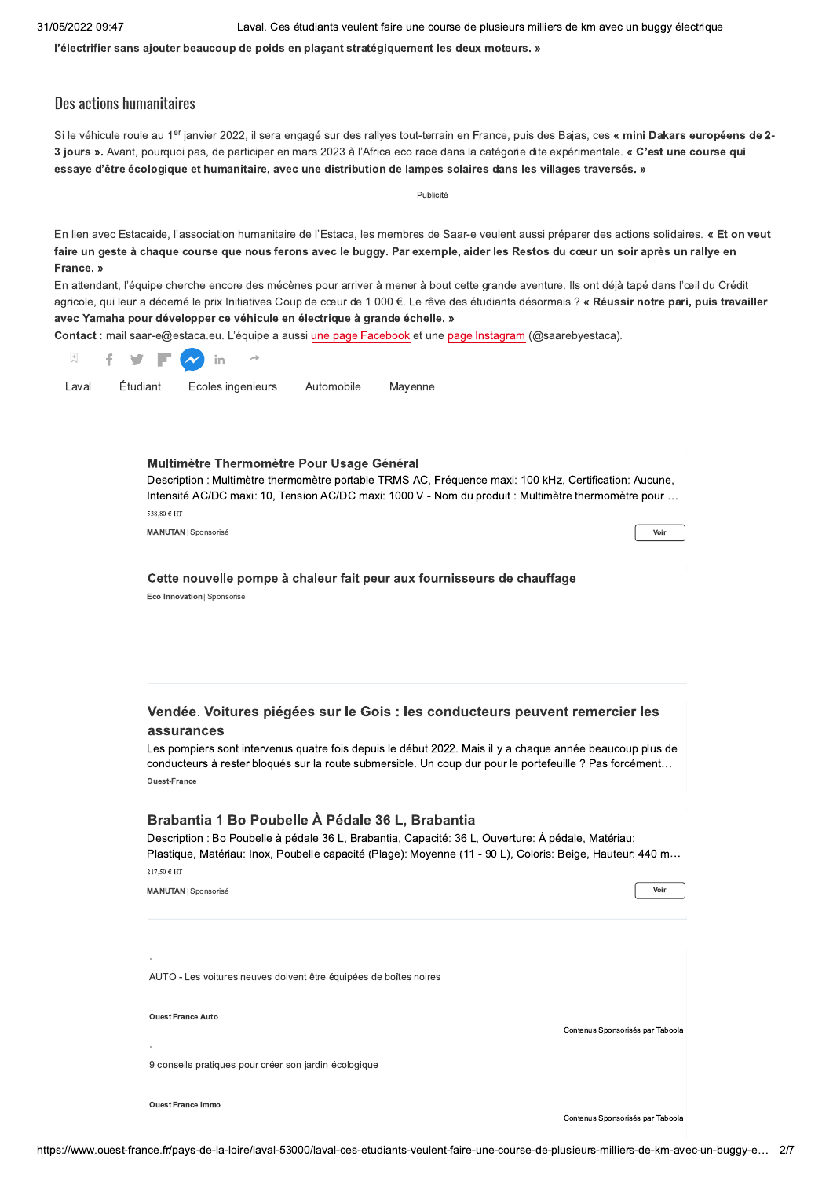l'électrifier sans ajouter beaucoup de poids en plaçant stratégiquement les deux moteurs. »**

## Des actions humanitaires

Si le véhicule roule au 1er janvier 2022, il sera engagé sur des rallyes tout-terrain en France, puis des Bajas, ces **« mini Dakars européens de 2-3 jours »**. Avant, pourquoi pas, de participer en mars 2023 à l'Africa eco race dans la catégorie dite expérimentale. **« C'est une course qui essaye d'être écologique et humanitaire, avec une distribution de lampes solaires dans les villages traversés. »**

Publicité

En lien avec Estacaide, l'association humanitaire de l'Estaca, les membres de Saar-e veulent aussi préparer des actions solidaires. **« Et on veut faire un geste à chaque course que nous ferons avec le buggy. Par exemple, aider les Restos du cœur un soir après un rallye en France. »**

En attendant, l'équipe cherche encore des mécènes pour arriver à mener à bout cette grande aventure. Ils ont déjà tapé dans l'œil du Crédit agricole, qui leur a décerné le prix Initiatives Coup de cœur de 1 000 €. Le rêve des étudiants désormais ? **« Réussir notre pari, puis travailler avec Yamaha pour développer ce véhicule en électrique à grande échelle. »**

**Contact :** mail saar-e@estaca.eu. L'équipe a aussi une page Facebook et une page Instagram (@saarebyestaca).

Laval | Étudiant | Ecoles ingenieurs | Automobile | Mayenne

**Multimètre Thermomètre Pour Usage Général**
Description : Multimètre thermomètre portable TRMS AC, Fréquence maxi: 100 kHz, Certification: Aucune, Intensité AC/DC maxi: 10, Tension AC/DC maxi: 1000 V - Nom du produit : Multimètre thermomètre pour …
538,80 € HT
**MANUTAN** | Sponsorisé
Voir

**Cette nouvelle pompe à chaleur fait peur aux fournisseurs de chauffage**
**Eco Innovation** | Sponsorisé

**Vendée. Voitures piégées sur le Gois : les conducteurs peuvent remercier les assurances**
Les pompiers sont intervenus quatre fois depuis le début 2022. Mais il y a chaque année beaucoup plus de conducteurs à rester bloqués sur la route submersible. Un coup dur pour le portefeuille ? Pas forcément…
**Ouest-France**

**Brabantia 1 Bo Poubelle À Pédale 36 L, Brabantia**
Description : Bo Poubelle à pédale 36 L, Brabantia, Capacité: 36 L, Ouverture: À pédale, Matériau: Plastique, Matériau: Inox, Poubelle capacité (Plage): Moyenne (11 - 90 L), Coloris: Beige, Hauteur: 440 m…
217,50 € HT
**MANUTAN** | Sponsorisé
Voir

AUTO - Les voitures neuves doivent être équipées de boîtes noires
**Ouest France Auto**
Contenus Sponsorisés par Taboola

9 conseils pratiques pour créer son jardin écologique
**Ouest France Immo**
Contenus Sponsorisés par Taboola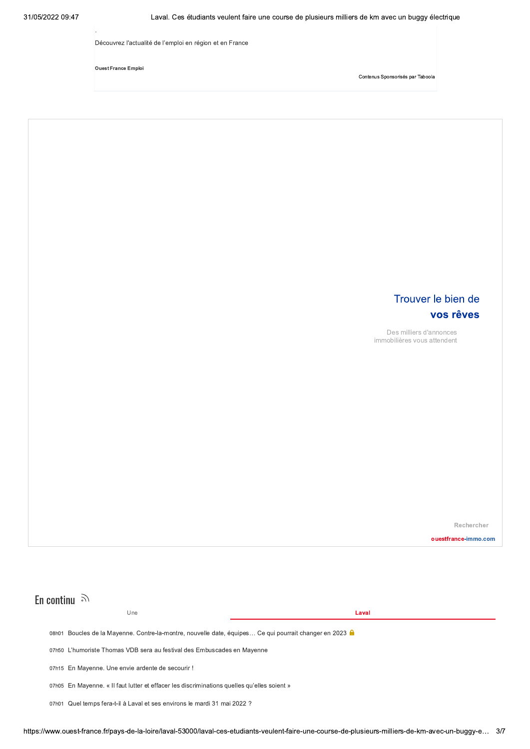Découvrez l'actualité de l'emploi en région et en France

Ouest France Emploi

Contenus Sponsorisés par Taboola

Trouver le bien de **vos rêves**

Des milliers d'annonces immobilières vous attendent

Rechercher

ouestfrance-immo.com

## En continu

Une | **Laval**

- 08h01 Boucles de la Mayenne. Contre-la-montre, nouvelle date, équipes… Ce qui pourrait changer en 2023
- 07h50 L'humoriste Thomas VDB sera au festival des Embuscades en Mayenne
- 07h15 En Mayenne. Une envie ardente de secourir !
- 07h05 En Mayenne. « Il faut lutter et effacer les discriminations quelles qu'elles soient »
- 07h01 Quel temps fera-t-il à Laval et ses environs le mardi 31 mai 2022 ?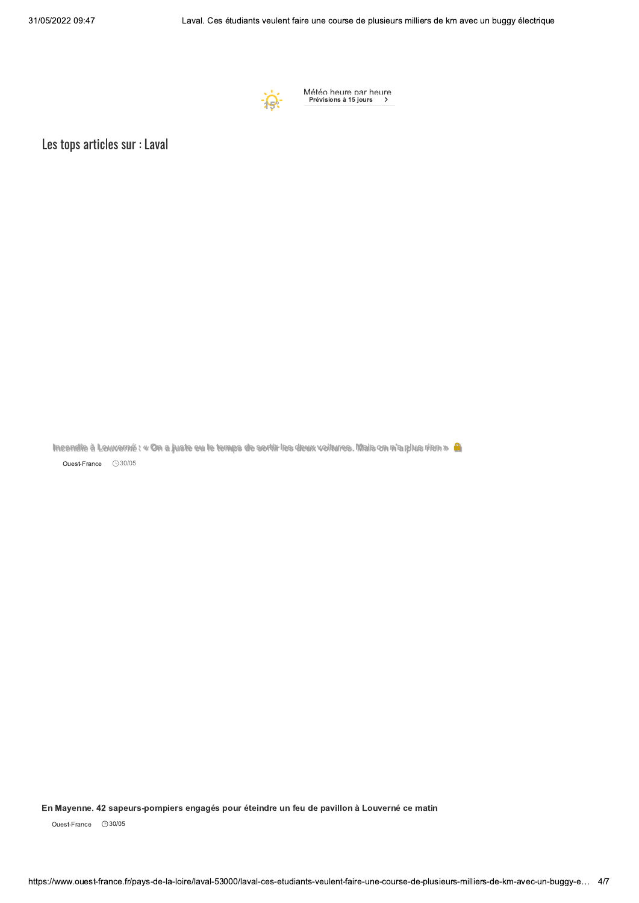Météo heure par heure
Prévisions à 15 jours

## Les tops articles sur : Laval

Incendie à Louverné : « On a juste eu le temps de sortir les deux voitures. Mais on n'a plus rien »

Ouest-France 30/05

**En Mayenne. 42 sapeurs-pompiers engagés pour éteindre un feu de pavillon à Louverné ce matin**

Ouest-France 30/05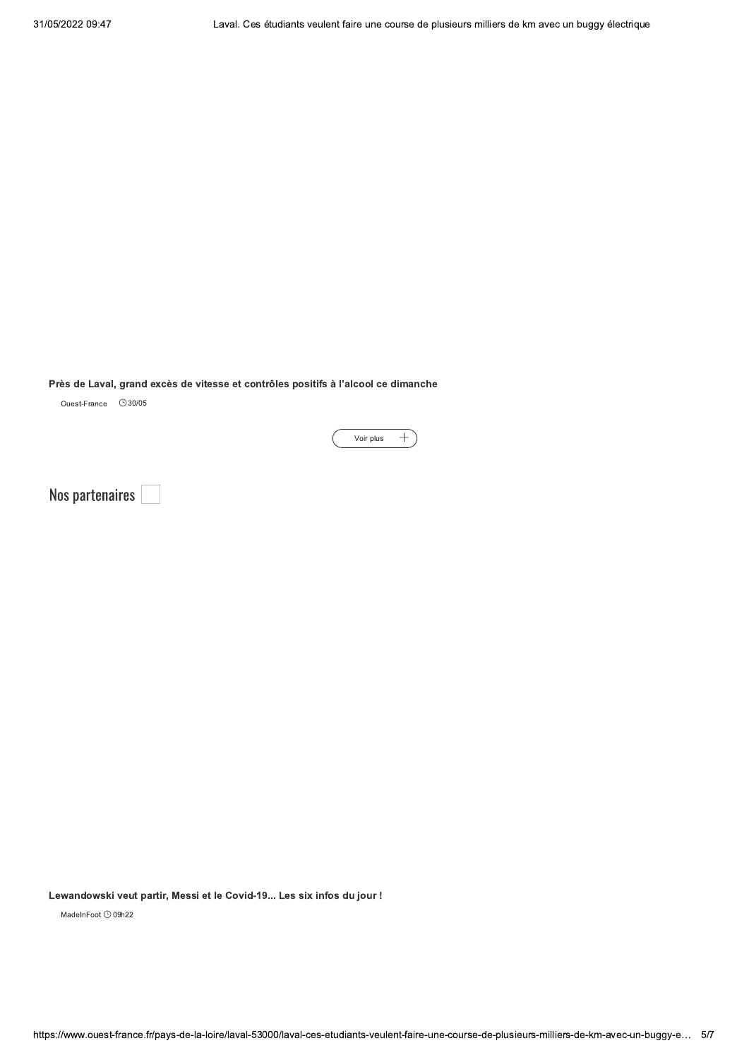**Près de Laval, grand excès de vitesse et contrôles positifs à l'alcool ce dimanche**

Ouest-France 30/05

Voir plus

## Nos partenaires

**Lewandowski veut partir, Messi et le Covid-19... Les six infos du jour !**

MadeInFoot 09h22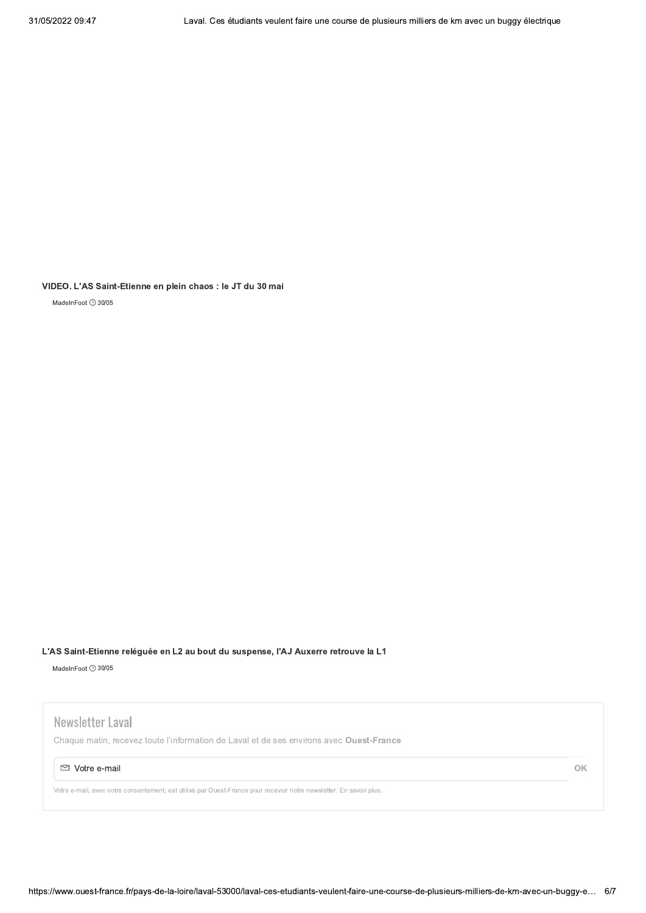**VIDEO. L'AS Saint-Etienne en plein chaos : le JT du 30 mai**

MadeInFoot 30/05

**L'AS Saint-Etienne reléguée en L2 au bout du suspense, l'AJ Auxerre retrouve la L1**

MadeInFoot 30/05

## Newsletter Laval

Chaque matin, recevez toute l'information de Laval et de ses environs avec **Ouest-France**

Votre e-mail OK

Votre e-mail, avec votre consentement, est utilisé par Ouest-France pour recevoir notre newsletter. En savoir plus.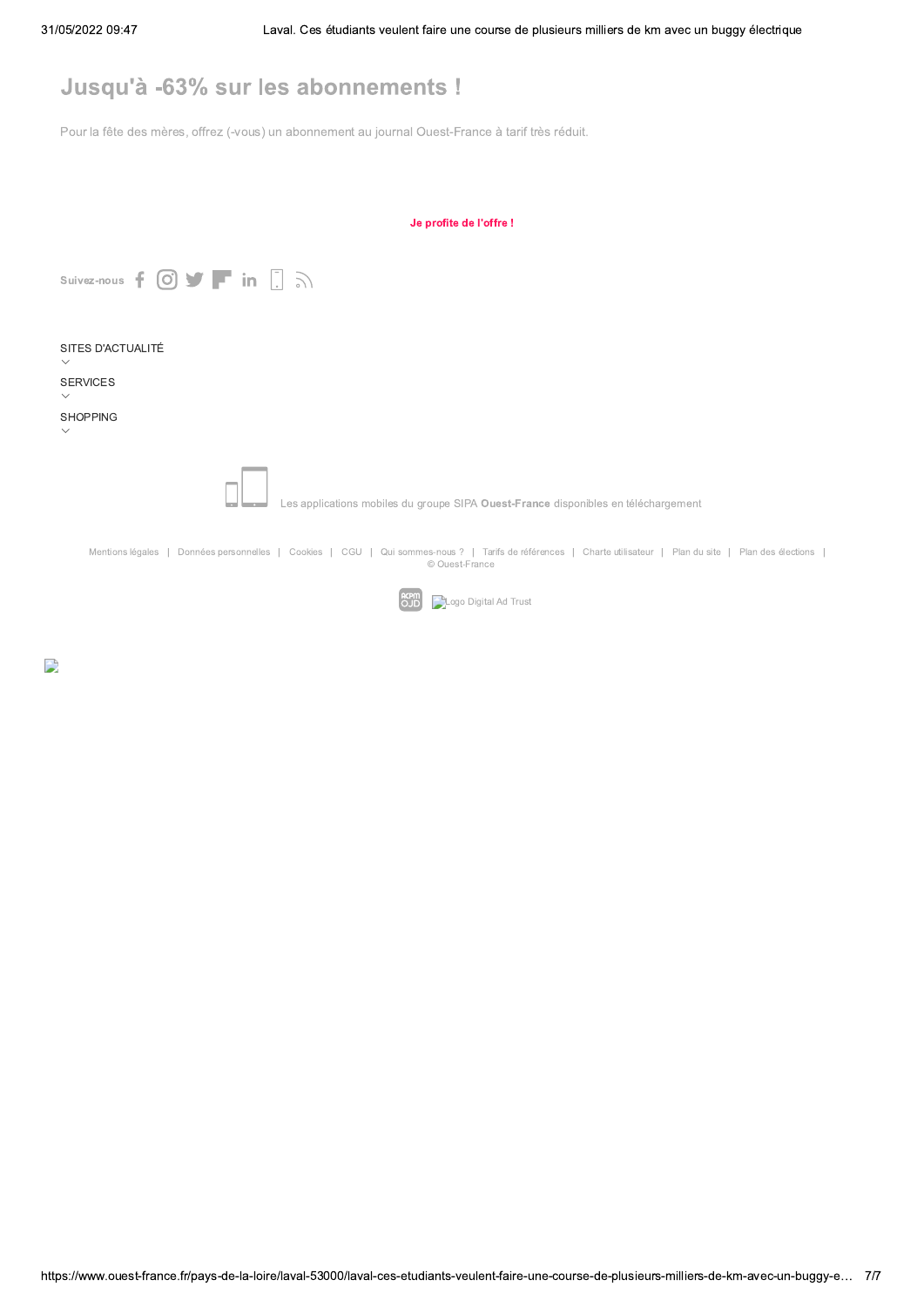## Jusqu'à -63% sur les abonnements !

Pour la fête des mères, offrez (-vous) un abonnement au journal Ouest-France à tarif très réduit.

**Je profite de l'offre !**

Suivez-nous

SITES D'ACTUALITÉ

SERVICES

SHOPPING

Les applications mobiles du groupe SIPA **Ouest-France** disponibles en téléchargement

Mentions légales | Données personnelles | Cookies | CGU | Qui sommes-nous ? | Tarifs de références | Charte utilisateur | Plan du site | Plan des élections | © Ouest-France

Logo Digital Ad Trust